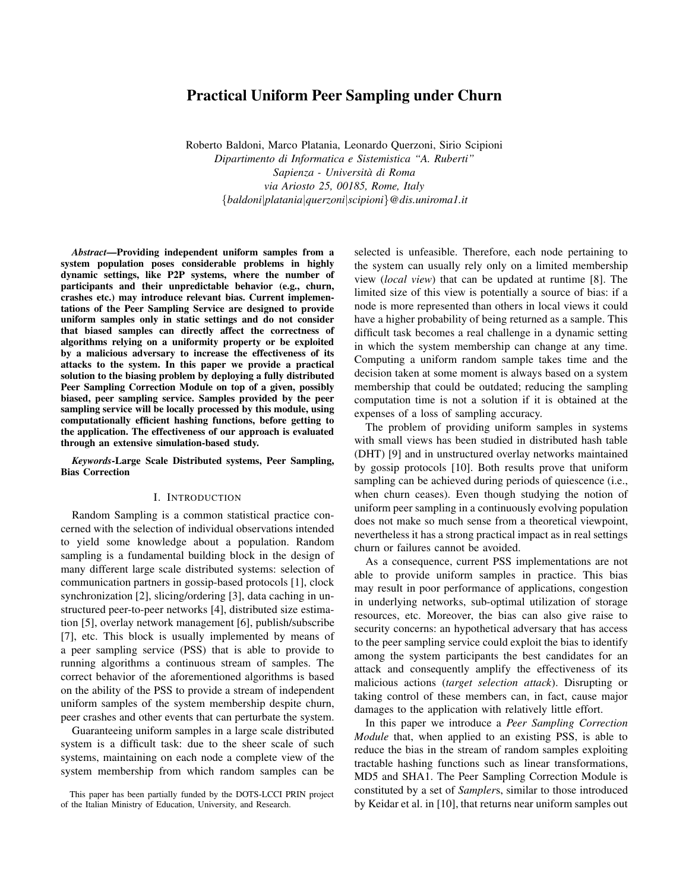# Practical Uniform Peer Sampling under Churn

Roberto Baldoni, Marco Platania, Leonardo Querzoni, Sirio Scipioni

*Dipartimento di Informatica e Sistemistica "A. Ruberti"*
*Sapienza - Università di Roma*
*via Ariosto 25, 00185, Rome, Italy*
*{baldoni|platania|querzoni|scipioni}@dis.uniroma1.it*

***Abstract*—Providing independent uniform samples from a system population poses considerable problems in highly dynamic settings, like P2P systems, where the number of participants and their unpredictable behavior (e.g., churn, crashes etc.) may introduce relevant bias. Current implementations of the Peer Sampling Service are designed to provide uniform samples only in static settings and do not consider that biased samples can directly affect the correctness of algorithms relying on a uniformity property or be exploited by a malicious adversary to increase the effectiveness of its attacks to the system. In this paper we provide a practical solution to the biasing problem by deploying a fully distributed Peer Sampling Correction Module on top of a given, possibly biased, peer sampling service. Samples provided by the peer sampling service will be locally processed by this module, using computationally efficient hashing functions, before getting to the application. The effectiveness of our approach is evaluated through an extensive simulation-based study.**

***Keywords*-Large Scale Distributed systems, Peer Sampling, Bias Correction**

## I. Introduction

Random Sampling is a common statistical practice concerned with the selection of individual observations intended to yield some knowledge about a population. Random sampling is a fundamental building block in the design of many different large scale distributed systems: selection of communication partners in gossip-based protocols [1], clock synchronization [2], slicing/ordering [3], data caching in unstructured peer-to-peer networks [4], distributed size estimation [5], overlay network management [6], publish/subscribe [7], etc. This block is usually implemented by means of a peer sampling service (PSS) that is able to provide to running algorithms a continuous stream of samples. The correct behavior of the aforementioned algorithms is based on the ability of the PSS to provide a stream of independent uniform samples of the system membership despite churn, peer crashes and other events that can perturbate the system.

Guaranteeing uniform samples in a large scale distributed system is a difficult task: due to the sheer scale of such systems, maintaining on each node a complete view of the system membership from which random samples can be selected is unfeasible. Therefore, each node pertaining to the system can usually rely only on a limited membership view (*local view*) that can be updated at runtime [8]. The limited size of this view is potentially a source of bias: if a node is more represented than others in local views it could have a higher probability of being returned as a sample. This difficult task becomes a real challenge in a dynamic setting in which the system membership can change at any time. Computing a uniform random sample takes time and the decision taken at some moment is always based on a system membership that could be outdated; reducing the sampling computation time is not a solution if it is obtained at the expenses of a loss of sampling accuracy.

The problem of providing uniform samples in systems with small views has been studied in distributed hash table (DHT) [9] and in unstructured overlay networks maintained by gossip protocols [10]. Both results prove that uniform sampling can be achieved during periods of quiescence (i.e., when churn ceases). Even though studying the notion of uniform peer sampling in a continuously evolving population does not make so much sense from a theoretical viewpoint, nevertheless it has a strong practical impact as in real settings churn or failures cannot be avoided.

As a consequence, current PSS implementations are not able to provide uniform samples in practice. This bias may result in poor performance of applications, congestion in underlying networks, sub-optimal utilization of storage resources, etc. Moreover, the bias can also give raise to security concerns: an hypothetical adversary that has access to the peer sampling service could exploit the bias to identify among the system participants the best candidates for an attack and consequently amplify the effectiveness of its malicious actions (*target selection attack*). Disrupting or taking control of these members can, in fact, cause major damages to the application with relatively little effort.

In this paper we introduce a *Peer Sampling Correction Module* that, when applied to an existing PSS, is able to reduce the bias in the stream of random samples exploiting tractable hashing functions such as linear transformations, MD5 and SHA1. The Peer Sampling Correction Module is constituted by a set of *Sampler*s, similar to those introduced by Keidar et al. in [10], that returns near uniform samples out

This paper has been partially funded by the DOTS-LCCI PRIN project of the Italian Ministry of Education, University, and Research.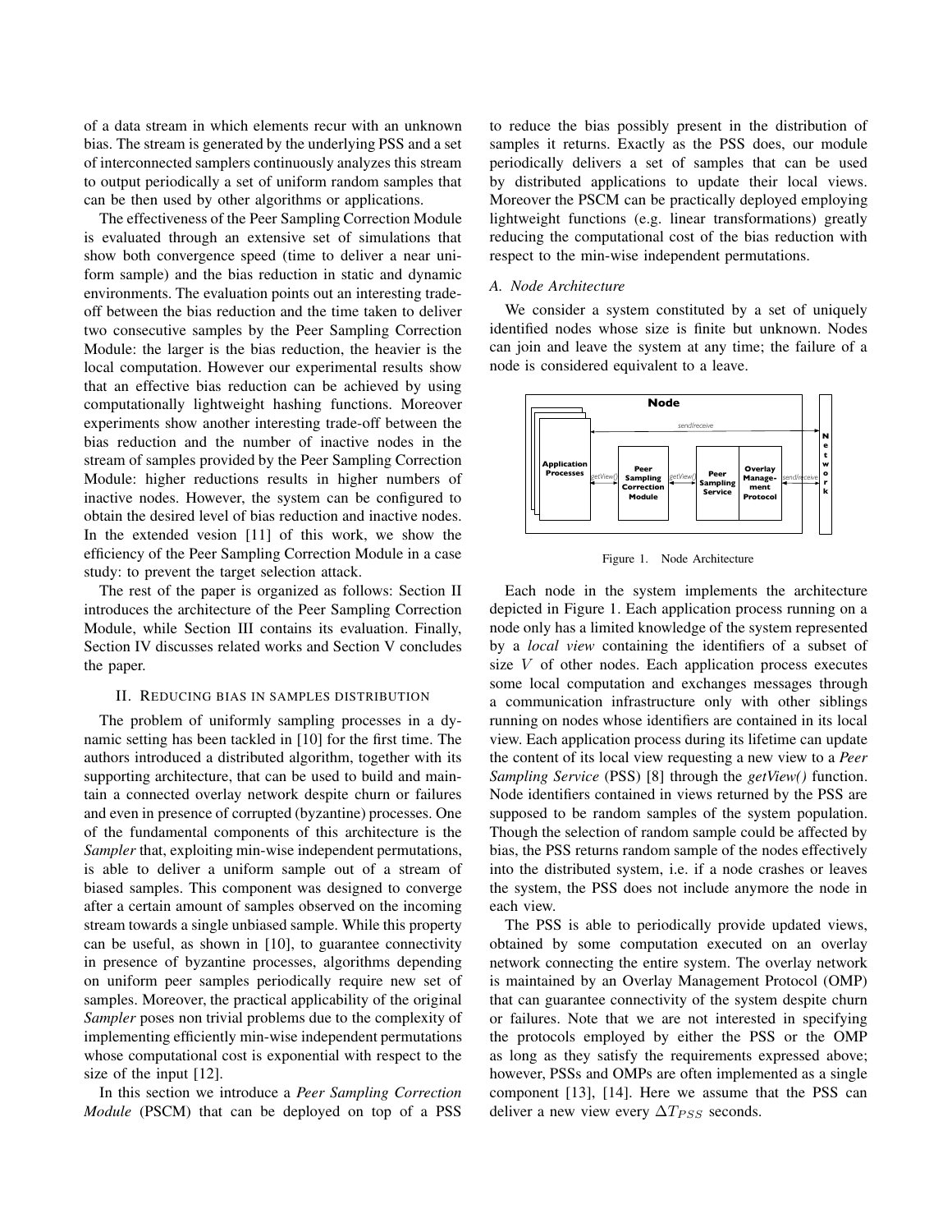of a data stream in which elements recur with an unknown bias. The stream is generated by the underlying PSS and a set of interconnected samplers continuously analyzes this stream to output periodically a set of uniform random samples that can be then used by other algorithms or applications.

The effectiveness of the Peer Sampling Correction Module is evaluated through an extensive set of simulations that show both convergence speed (time to deliver a near uniform sample) and the bias reduction in static and dynamic environments. The evaluation points out an interesting tradeoff between the bias reduction and the time taken to deliver two consecutive samples by the Peer Sampling Correction Module: the larger is the bias reduction, the heavier is the local computation. However our experimental results show that an effective bias reduction can be achieved by using computationally lightweight hashing functions. Moreover experiments show another interesting trade-off between the bias reduction and the number of inactive nodes in the stream of samples provided by the Peer Sampling Correction Module: higher reductions results in higher numbers of inactive nodes. However, the system can be configured to obtain the desired level of bias reduction and inactive nodes. In the extended vesion [11] of this work, we show the efficiency of the Peer Sampling Correction Module in a case study: to prevent the target selection attack.

The rest of the paper is organized as follows: Section II introduces the architecture of the Peer Sampling Correction Module, while Section III contains its evaluation. Finally, Section IV discusses related works and Section V concludes the paper.

## II. Reducing bias in samples distribution

The problem of uniformly sampling processes in a dynamic setting has been tackled in [10] for the first time. The authors introduced a distributed algorithm, together with its supporting architecture, that can be used to build and maintain a connected overlay network despite churn or failures and even in presence of corrupted (byzantine) processes. One of the fundamental components of this architecture is the *Sampler* that, exploiting min-wise independent permutations, is able to deliver a uniform sample out of a stream of biased samples. This component was designed to converge after a certain amount of samples observed on the incoming stream towards a single unbiased sample. While this property can be useful, as shown in [10], to guarantee connectivity in presence of byzantine processes, algorithms depending on uniform peer samples periodically require new set of samples. Moreover, the practical applicability of the original *Sampler* poses non trivial problems due to the complexity of implementing efficiently min-wise independent permutations whose computational cost is exponential with respect to the size of the input [12].

In this section we introduce a *Peer Sampling Correction Module* (PSCM) that can be deployed on top of a PSS to reduce the bias possibly present in the distribution of samples it returns. Exactly as the PSS does, our module periodically delivers a set of samples that can be used by distributed applications to update their local views. Moreover the PSCM can be practically deployed employing lightweight functions (e.g. linear transformations) greatly reducing the computational cost of the bias reduction with respect to the min-wise independent permutations.

### A. Node Architecture

We consider a system constituted by a set of uniquely identified nodes whose size is finite but unknown. Nodes can join and leave the system at any time; the failure of a node is considered equivalent to a leave.

Node

send/receive

Application Processes

getView()

Peer Sampling Correction Module

getView()

Peer Sampling Service

Overlay Manage-ment Protocol

send/receive

Network

Figure 1. Node Architecture

Each node in the system implements the architecture depicted in Figure 1. Each application process running on a node only has a limited knowledge of the system represented by a *local view* containing the identifiers of a subset of size $V$ of other nodes. Each application process executes some local computation and exchanges messages through a communication infrastructure only with other siblings running on nodes whose identifiers are contained in its local view. Each application process during its lifetime can update the content of its local view requesting a new view to a *Peer Sampling Service* (PSS) [8] through the *getView()* function. Node identifiers contained in views returned by the PSS are supposed to be random samples of the system population. Though the selection of random sample could be affected by bias, the PSS returns random sample of the nodes effectively into the distributed system, i.e. if a node crashes or leaves the system, the PSS does not include anymore the node in each view.

The PSS is able to periodically provide updated views, obtained by some computation executed on an overlay network connecting the entire system. The overlay network is maintained by an Overlay Management Protocol (OMP) that can guarantee connectivity of the system despite churn or failures. Note that we are not interested in specifying the protocols employed by either the PSS or the OMP as long as they satisfy the requirements expressed above; however, PSSs and OMPs are often implemented as a single component [13], [14]. Here we assume that the PSS can deliver a new view every $\Delta T_{PSS}$ seconds.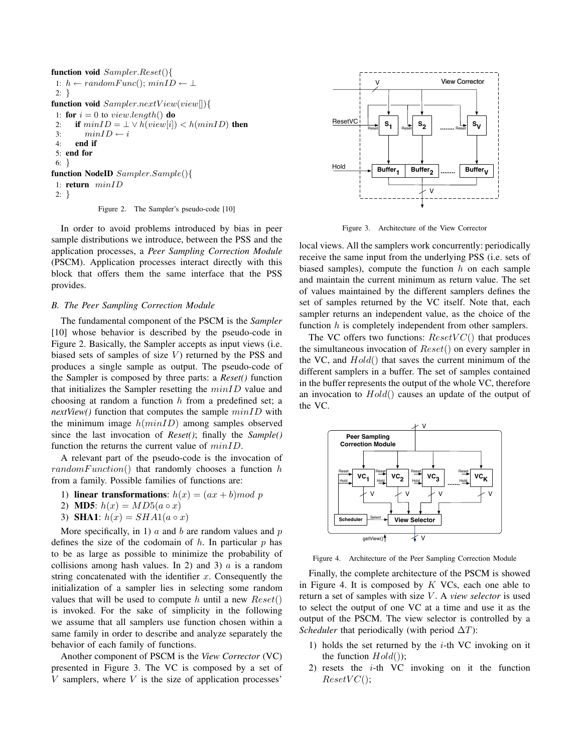```
function void Sampler.Reset(){
1: h ← randomFunc(); minID ← ⊥
2: }
function void Sampler.nextView(view[]){
1: for i = 0 to view.length() do
2:    if minID = ⊥ ∨ h(view[i]) < h(minID) then
3:       minID ← i
4:    end if
5: end for
6: }
function NodeID Sampler.Sample(){
1: return minID
2: }
```

Figure 2. The Sampler's pseudo-code [10]

In order to avoid problems introduced by bias in peer sample distributions we introduce, between the PSS and the application processes, a *Peer Sampling Correction Module* (PSCM). Application processes interact directly with this block that offers them the same interface that the PSS provides.

### B. The Peer Sampling Correction Module

The fundamental component of the PSCM is the *Sampler* [10] whose behavior is described by the pseudo-code in Figure 2. Basically, the Sampler accepts as input views (i.e. biased sets of samples of size $V$) returned by the PSS and produces a single sample as output. The pseudo-code of the Sampler is composed by three parts: a ***Reset()*** function that initializes the Sampler resetting the $minID$ value and choosing at random a function $h$ from a predefined set; a ***nextView()*** function that computes the sample $minID$ with the minimum image $h(minID)$ among samples observed since the last invocation of ***Reset()***; finally the ***Sample()*** function the returns the current value of $minID$.

A relevant part of the pseudo-code is the invocation of $randomFunction()$ that randomly chooses a function $h$ from a family. Possible families of functions are:

1) **linear transformations**: $h(x) = (ax + b) mod\ p$
2) **MD5**: $h(x) = MD5(a \circ x)$
3) **SHA1**: $h(x) = SHA1(a \circ x)$

More specifically, in 1) $a$ and $b$ are random values and $p$ defines the size of the codomain of $h$. In particular $p$ has to be as large as possible to minimize the probability of collisions among hash values. In 2) and 3) $a$ is a random string concatenated with the identifier $x$. Consequently the initialization of a sampler lies in selecting some random values that will be used to compute $h$ until a new $Reset()$ is invoked. For the sake of simplicity in the following we assume that all samplers use function chosen within a same family in order to describe and analyze separately the behavior of each family of functions.

Another component of PSCM is the *View Corrector* (VC) presented in Figure 3. The VC is composed by a set of $V$ samplers, where $V$ is the size of application processes' local views. All the samplers work concurrently: periodically receive the same input from the underlying PSS (i.e. sets of biased samples), compute the function $h$ on each sample and maintain the current minimum as return value. The set of values maintained by the different samplers defines the set of samples returned by the VC itself. Note that, each sampler returns an independent value, as the choice of the function $h$ is completely independent from other samplers.

Figure 3. Architecture of the View Corrector

The VC offers two functions: $ResetVC()$ that produces the simultaneous invocation of $Reset()$ on every sampler in the VC, and $Hold()$ that saves the current minimum of the different samplers in a buffer. The set of samples contained in the buffer represents the output of the whole VC, therefore an invocation to $Hold()$ causes an update of the output of the VC.

Figure 4. Architecture of the Peer Sampling Correction Module

Finally, the complete architecture of the PSCM is showed in Figure 4. It is composed by $K$ VCs, each one able to return a set of samples with size $V$. A *view selector* is used to select the output of one VC at a time and use it as the output of the PSCM. The view selector is controlled by a *Scheduler* that periodically (with period $\Delta T$):

1) holds the set returned by the $i$-th VC invoking on it the function $Hold()$;
2) resets the $i$-th VC invoking on it the function $ResetVC()$;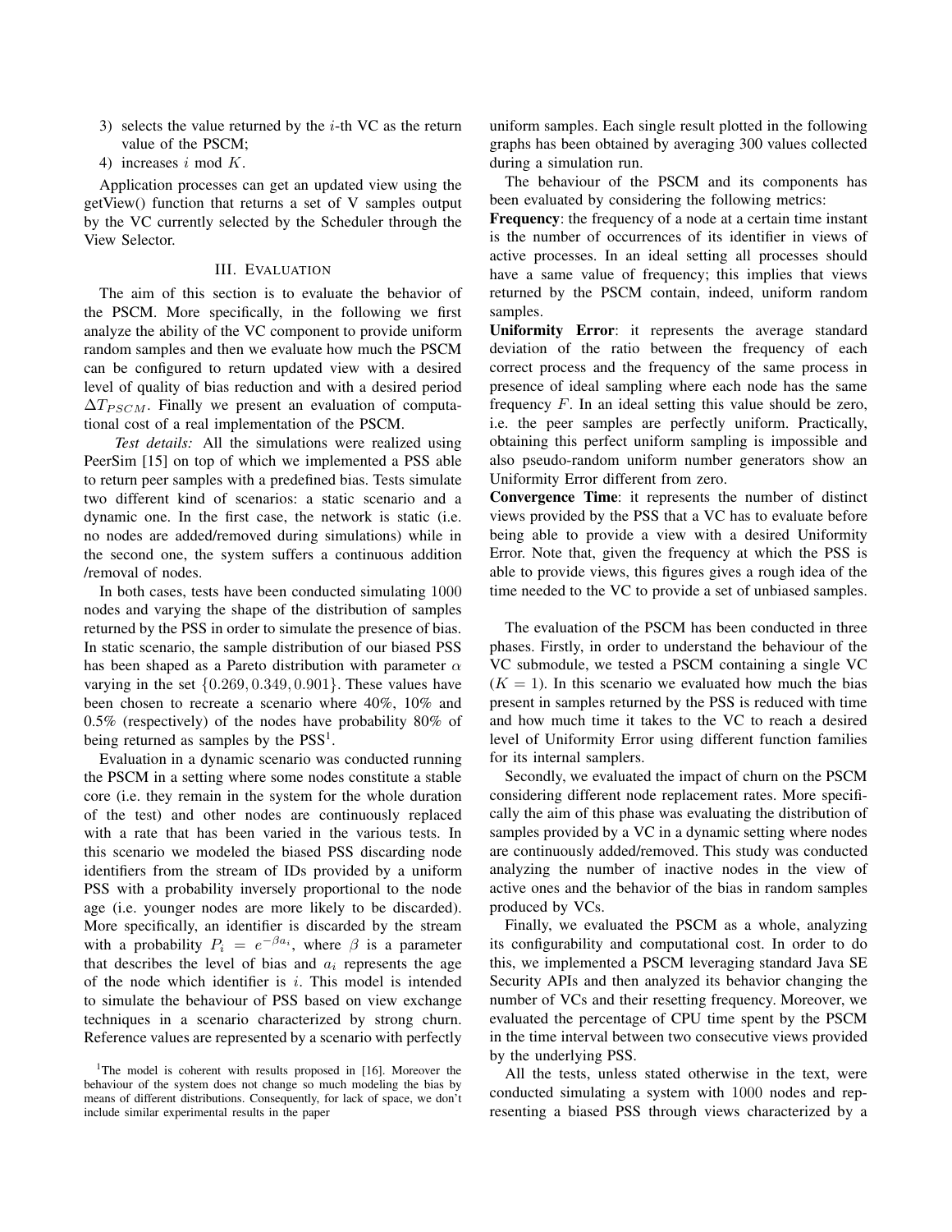3) selects the value returned by the $i$-th VC as the return value of the PSCM;
4) increases $i$ mod $K$.

Application processes can get an updated view using the getView() function that returns a set of V samples output by the VC currently selected by the Scheduler through the View Selector.

## III. Evaluation

The aim of this section is to evaluate the behavior of the PSCM. More specifically, in the following we first analyze the ability of the VC component to provide uniform random samples and then we evaluate how much the PSCM can be configured to return updated view with a desired level of quality of bias reduction and with a desired period $\Delta T_{PSCM}$. Finally we present an evaluation of computational cost of a real implementation of the PSCM.

*Test details:* All the simulations were realized using PeerSim [15] on top of which we implemented a PSS able to return peer samples with a predefined bias. Tests simulate two different kind of scenarios: a static scenario and a dynamic one. In the first case, the network is static (i.e. no nodes are added/removed during simulations) while in the second one, the system suffers a continuous addition /removal of nodes.

In both cases, tests have been conducted simulating 1000 nodes and varying the shape of the distribution of samples returned by the PSS in order to simulate the presence of bias. In static scenario, the sample distribution of our biased PSS has been shaped as a Pareto distribution with parameter $\alpha$ varying in the set $\{0.269, 0.349, 0.901\}$. These values have been chosen to recreate a scenario where 40%, 10% and 0.5% (respectively) of the nodes have probability 80% of being returned as samples by the PSS[1].

Evaluation in a dynamic scenario was conducted running the PSCM in a setting where some nodes constitute a stable core (i.e. they remain in the system for the whole duration of the test) and other nodes are continuously replaced with a rate that has been varied in the various tests. In this scenario we modeled the biased PSS discarding node identifiers from the stream of IDs provided by a uniform PSS with a probability inversely proportional to the node age (i.e. younger nodes are more likely to be discarded). More specifically, an identifier is discarded by the stream with a probability $P_i = e^{-\beta a_i}$, where $\beta$ is a parameter that describes the level of bias and $a_i$ represents the age of the node which identifier is $i$. This model is intended to simulate the behaviour of PSS based on view exchange techniques in a scenario characterized by strong churn. Reference values are represented by a scenario with perfectly uniform samples. Each single result plotted in the following graphs has been obtained by averaging 300 values collected during a simulation run.

The behaviour of the PSCM and its components has been evaluated by considering the following metrics:

**Frequency**: the frequency of a node at a certain time instant is the number of occurrences of its identifier in views of active processes. In an ideal setting all processes should have a same value of frequency; this implies that views returned by the PSCM contain, indeed, uniform random samples.

**Uniformity Error**: it represents the average standard deviation of the ratio between the frequency of each correct process and the frequency of the same process in presence of ideal sampling where each node has the same frequency $F$. In an ideal setting this value should be zero, i.e. the peer samples are perfectly uniform. Practically, obtaining this perfect uniform sampling is impossible and also pseudo-random uniform number generators show an Uniformity Error different from zero.

**Convergence Time**: it represents the number of distinct views provided by the PSS that a VC has to evaluate before being able to provide a view with a desired Uniformity Error. Note that, given the frequency at which the PSS is able to provide views, this figures gives a rough idea of the time needed to the VC to provide a set of unbiased samples.

The evaluation of the PSCM has been conducted in three phases. Firstly, in order to understand the behaviour of the VC submodule, we tested a PSCM containing a single VC ($K = 1$). In this scenario we evaluated how much the bias present in samples returned by the PSS is reduced with time and how much time it takes to the VC to reach a desired level of Uniformity Error using different function families for its internal samplers.

Secondly, we evaluated the impact of churn on the PSCM considering different node replacement rates. More specifically the aim of this phase was evaluating the distribution of samples provided by a VC in a dynamic setting where nodes are continuously added/removed. This study was conducted analyzing the number of inactive nodes in the view of active ones and the behavior of the bias in random samples produced by VCs.

Finally, we evaluated the PSCM as a whole, analyzing its configurability and computational cost. In order to do this, we implemented a PSCM leveraging standard Java SE Security APIs and then analyzed its behavior changing the number of VCs and their resetting frequency. Moreover, we evaluated the percentage of CPU time spent by the PSCM in the time interval between two consecutive views provided by the underlying PSS.

All the tests, unless stated otherwise in the text, were conducted simulating a system with 1000 nodes and representing a biased PSS through views characterized by a

[1] The model is coherent with results proposed in [16]. Moreover the behaviour of the system does not change so much modeling the bias by means of different distributions. Consequently, for lack of space, we don't include similar experimental results in the paper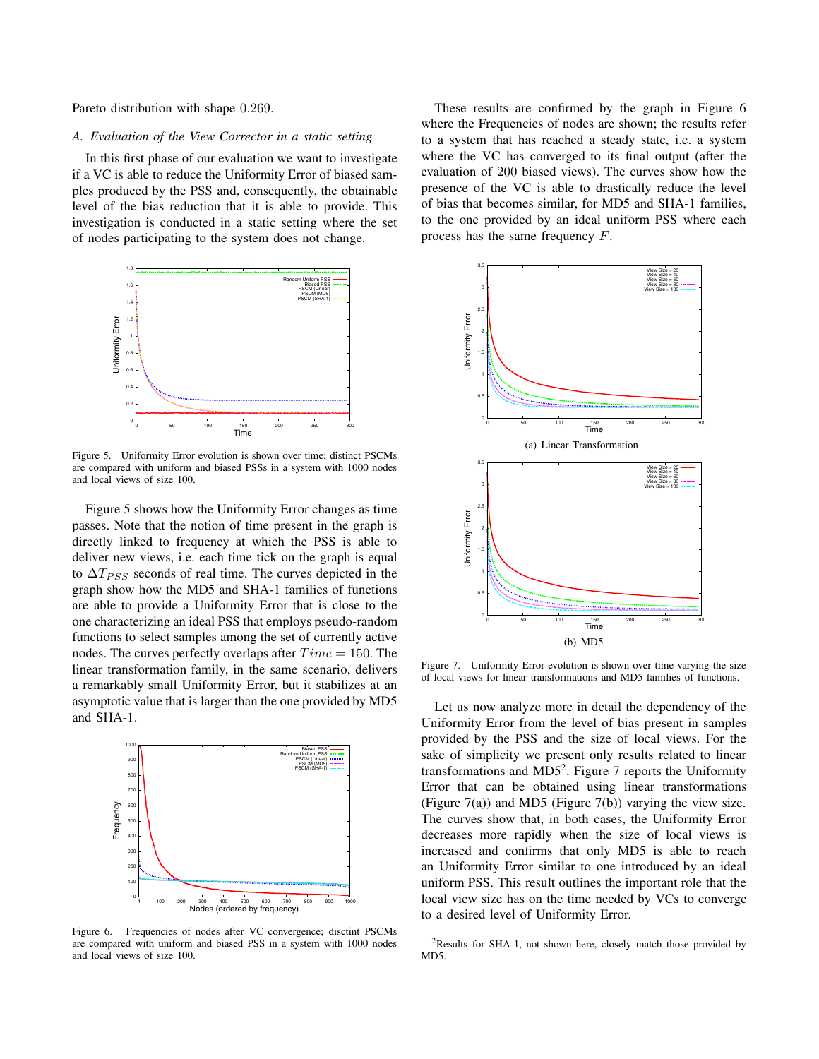Pareto distribution with shape 0.269.

### A. Evaluation of the View Corrector in a static setting

In this first phase of our evaluation we want to investigate if a VC is able to reduce the Uniformity Error of biased samples produced by the PSS and, consequently, the obtainable level of the bias reduction that it is able to provide. This investigation is conducted in a static setting where the set of nodes participating to the system does not change.

Figure 5. Uniformity Error evolution is shown over time; distinct PSCMs are compared with uniform and biased PSSs in a system with 1000 nodes and local views of size 100.

Figure 5 shows how the Uniformity Error changes as time passes. Note that the notion of time present in the graph is directly linked to frequency at which the PSS is able to deliver new views, i.e. each time tick on the graph is equal to $\Delta T_{PSS}$ seconds of real time. The curves depicted in the graph show how the MD5 and SHA-1 families of functions are able to provide a Uniformity Error that is close to the one characterizing an ideal PSS that employs pseudo-random functions to select samples among the set of currently active nodes. The curves perfectly overlaps after $Time = 150$. The linear transformation family, in the same scenario, delivers a remarkably small Uniformity Error, but it stabilizes at an asymptotic value that is larger than the one provided by MD5 and SHA-1.

Figure 6. Frequencies of nodes after VC convergence; disctint PSCMs are compared with uniform and biased PSS in a system with 1000 nodes and local views of size 100.

These results are confirmed by the graph in Figure 6 where the Frequencies of nodes are shown; the results refer to a system that has reached a steady state, i.e. a system where the VC has converged to its final output (after the evaluation of 200 biased views). The curves show how the presence of the VC is able to drastically reduce the level of bias that becomes similar, for MD5 and SHA-1 families, to the one provided by an ideal uniform PSS where each process has the same frequency $F$.

(a) Linear Transformation

(b) MD5

Figure 7. Uniformity Error evolution is shown over time varying the size of local views for linear transformations and MD5 families of functions.

Let us now analyze more in detail the dependency of the Uniformity Error from the level of bias present in samples provided by the PSS and the size of local views. For the sake of simplicity we present only results related to linear transformations and MD5[2]. Figure 7 reports the Uniformity Error that can be obtained using linear transformations (Figure 7(a)) and MD5 (Figure 7(b)) varying the view size. The curves show that, in both cases, the Uniformity Error decreases more rapidly when the size of local views is increased and confirms that only MD5 is able to reach an Uniformity Error similar to one introduced by an ideal uniform PSS. This result outlines the important role that the local view size has on the time needed by VCs to converge to a desired level of Uniformity Error.

[2]Results for SHA-1, not shown here, closely match those provided by MD5.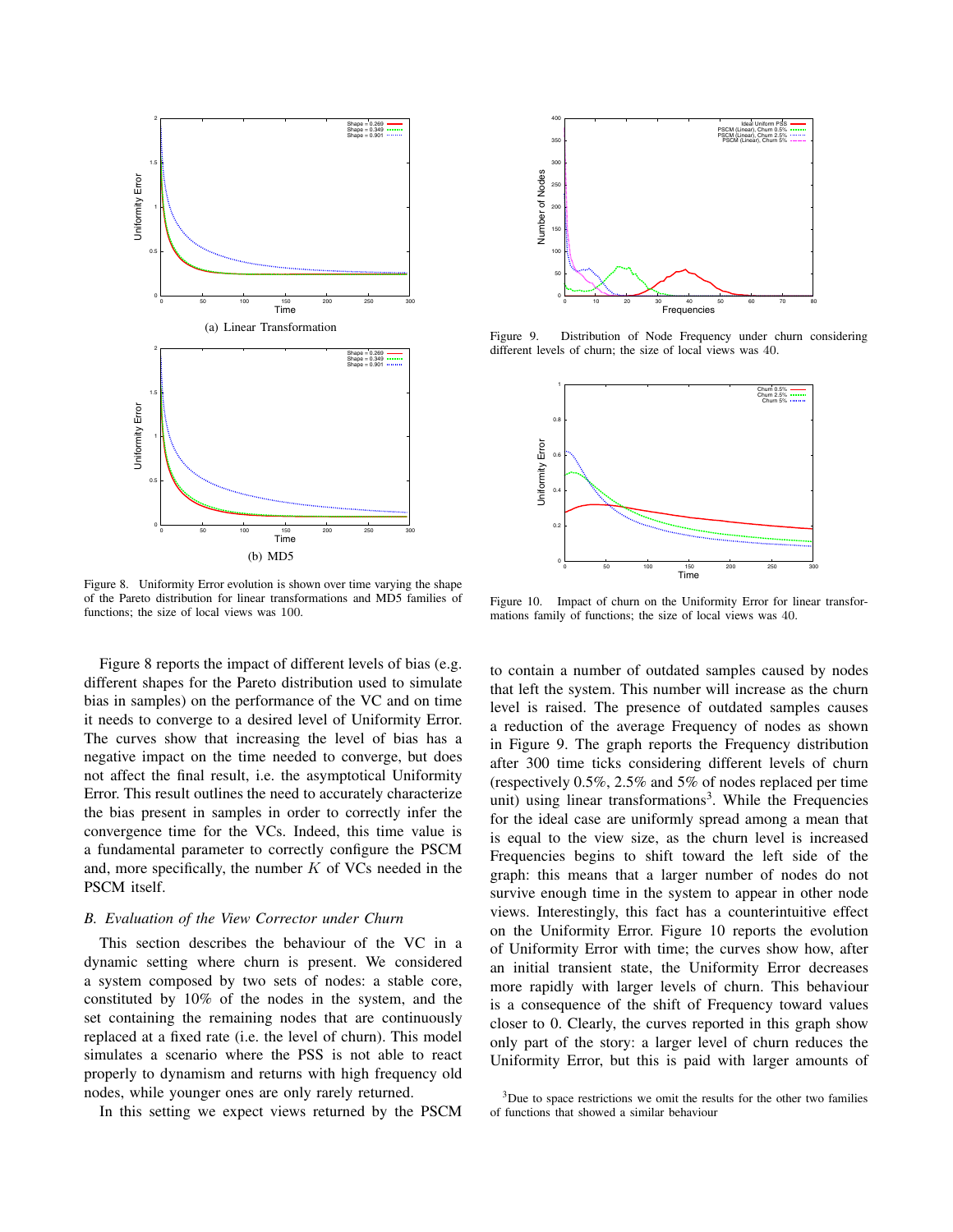(a) Linear Transformation

(b) MD5

Figure 8. Uniformity Error evolution is shown over time varying the shape of the Pareto distribution for linear transformations and MD5 families of functions; the size of local views was 100.

Figure 8 reports the impact of different levels of bias (e.g. different shapes for the Pareto distribution used to simulate bias in samples) on the performance of the VC and on time it needs to converge to a desired level of Uniformity Error. The curves show that increasing the level of bias has a negative impact on the time needed to converge, but does not affect the final result, i.e. the asymptotical Uniformity Error. This result outlines the need to accurately characterize the bias present in samples in order to correctly infer the convergence time for the VCs. Indeed, this time value is a fundamental parameter to correctly configure the PSCM and, more specifically, the number $K$ of VCs needed in the PSCM itself.

### *B. Evaluation of the View Corrector under Churn*

This section describes the behaviour of the VC in a dynamic setting where churn is present. We considered a system composed by two sets of nodes: a stable core, constituted by 10% of the nodes in the system, and the set containing the remaining nodes that are continuously replaced at a fixed rate (i.e. the level of churn). This model simulates a scenario where the PSS is not able to react properly to dynamism and returns with high frequency old nodes, while younger ones are only rarely returned.

In this setting we expect views returned by the PSCM to contain a number of outdated samples caused by nodes that left the system. This number will increase as the churn level is raised. The presence of outdated samples causes a reduction of the average Frequency of nodes as shown in Figure 9. The graph reports the Frequency distribution after 300 time ticks considering different levels of churn (respectively 0.5%, 2.5% and 5% of nodes replaced per time unit) using linear transformations[3]. While the Frequencies for the ideal case are uniformly spread among a mean that is equal to the view size, as the churn level is increased Frequencies begins to shift toward the left side of the graph: this means that a larger number of nodes do not survive enough time in the system to appear in other node views. Interestingly, this fact has a counterintuitive effect on the Uniformity Error. Figure 10 reports the evolution of Uniformity Error with time; the curves show how, after an initial transient state, the Uniformity Error decreases more rapidly with larger levels of churn. This behaviour is a consequence of the shift of Frequency toward values closer to 0. Clearly, the curves reported in this graph show only part of the story: a larger level of churn reduces the Uniformity Error, but this is paid with larger amounts of

Figure 9. Distribution of Node Frequency under churn considering different levels of churn; the size of local views was 40.

Figure 10. Impact of churn on the Uniformity Error for linear transformations family of functions; the size of local views was 40.

[3] Due to space restrictions we omit the results for the other two families of functions that showed a similar behaviour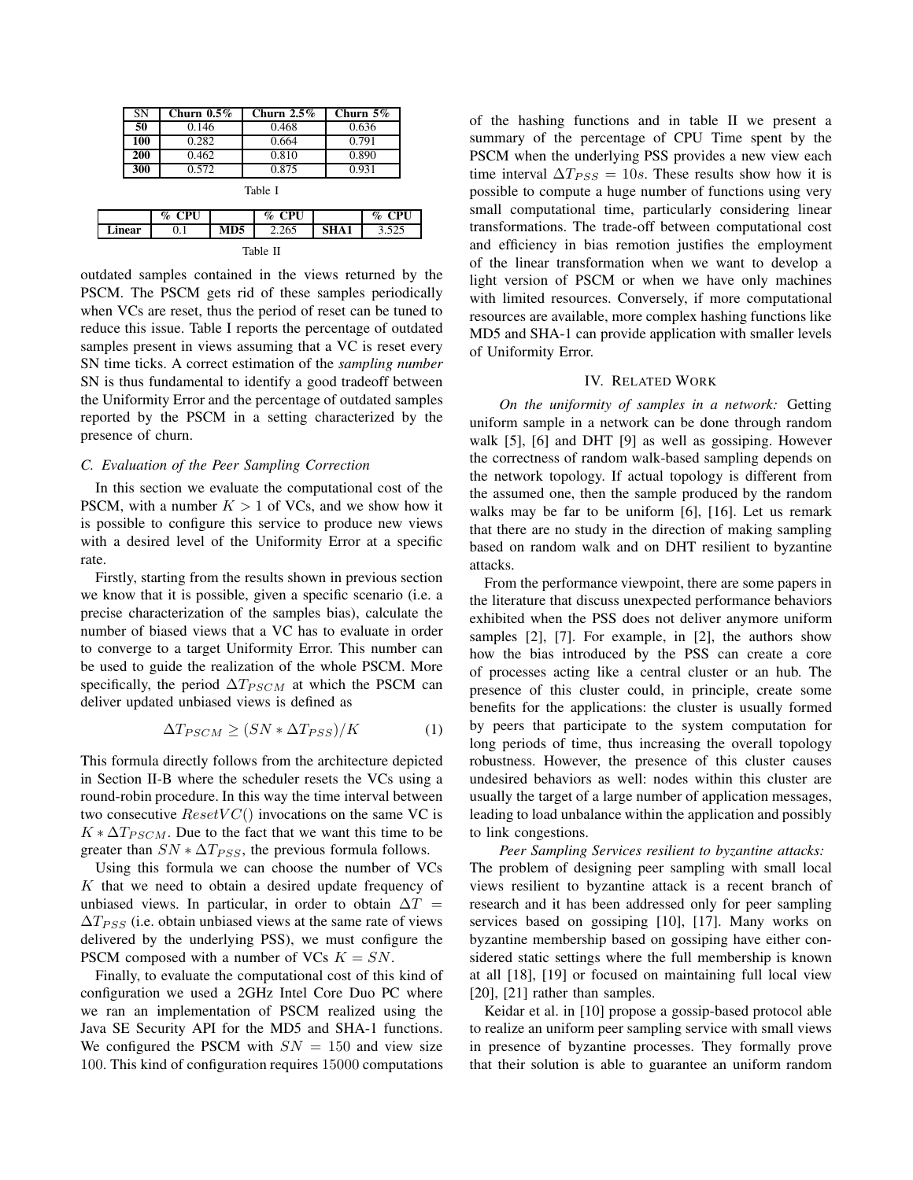| SN | Churn 0.5% | Churn 2.5% | Churn 5% |
|---|---|---|---|
| **50** | 0.146 | 0.468 | 0.636 |
| **100** | 0.282 | 0.664 | 0.791 |
| **200** | 0.462 | 0.810 | 0.890 |
| **300** | 0.572 | 0.875 | 0.931 |

Table I

| | % CPU | | % CPU | | % CPU |
|---|---|---|---|---|---|
| **Linear** | 0.1 | **MD5** | 2.265 | **SHA1** | 3.525 |

Table II

outdated samples contained in the views returned by the PSCM. The PSCM gets rid of these samples periodically when VCs are reset, thus the period of reset can be tuned to reduce this issue. Table I reports the percentage of outdated samples present in views assuming that a VC is reset every SN time ticks. A correct estimation of the *sampling number* SN is thus fundamental to identify a good tradeoff between the Uniformity Error and the percentage of outdated samples reported by the PSCM in a setting characterized by the presence of churn.

### C. Evaluation of the Peer Sampling Correction

In this section we evaluate the computational cost of the PSCM, with a number $K > 1$ of VCs, and we show how it is possible to configure this service to produce new views with a desired level of the Uniformity Error at a specific rate.

Firstly, starting from the results shown in previous section we know that it is possible, given a specific scenario (i.e. a precise characterization of the samples bias), calculate the number of biased views that a VC has to evaluate in order to converge to a target Uniformity Error. This number can be used to guide the realization of the whole PSCM. More specifically, the period $\Delta T_{PSCM}$ at which the PSCM can deliver updated unbiased views is defined as

$$\Delta T_{PSCM} \geq (SN * \Delta T_{PSS})/K \qquad (1)$$

This formula directly follows from the architecture depicted in Section II-B where the scheduler resets the VCs using a round-robin procedure. In this way the time interval between two consecutive $ResetVC()$ invocations on the same VC is $K * \Delta T_{PSCM}$. Due to the fact that we want this time to be greater than $SN * \Delta T_{PSS}$, the previous formula follows.

Using this formula we can choose the number of VCs $K$ that we need to obtain a desired update frequency of unbiased views. In particular, in order to obtain $\Delta T = \Delta T_{PSS}$ (i.e. obtain unbiased views at the same rate of views delivered by the underlying PSS), we must configure the PSCM composed with a number of VCs $K = SN$.

Finally, to evaluate the computational cost of this kind of configuration we used a 2GHz Intel Core Duo PC where we ran an implementation of PSCM realized using the Java SE Security API for the MD5 and SHA-1 functions. We configured the PSCM with $SN = 150$ and view size 100. This kind of configuration requires 15000 computations of the hashing functions and in table II we present a summary of the percentage of CPU Time spent by the PSCM when the underlying PSS provides a new view each time interval $\Delta T_{PSS} = 10s$. These results show how it is possible to compute a huge number of functions using very small computational time, particularly considering linear transformations. The trade-off between computational cost and efficiency in bias remotion justifies the employment of the linear transformation when we want to develop a light version of PSCM or when we have only machines with limited resources. Conversely, if more computational resources are available, more complex hashing functions like MD5 and SHA-1 can provide application with smaller levels of Uniformity Error.

## IV. Related Work

*On the uniformity of samples in a network:* Getting uniform sample in a network can be done through random walk [5], [6] and DHT [9] as well as gossiping. However the correctness of random walk-based sampling depends on the network topology. If actual topology is different from the assumed one, then the sample produced by the random walks may be far to be uniform [6], [16]. Let us remark that there are no study in the direction of making sampling based on random walk and on DHT resilient to byzantine attacks.

From the performance viewpoint, there are some papers in the literature that discuss unexpected performance behaviors exhibited when the PSS does not deliver anymore uniform samples [2], [7]. For example, in [2], the authors show how the bias introduced by the PSS can create a core of processes acting like a central cluster or an hub. The presence of this cluster could, in principle, create some benefits for the applications: the cluster is usually formed by peers that participate to the system computation for long periods of time, thus increasing the overall topology robustness. However, the presence of this cluster causes undesired behaviors as well: nodes within this cluster are usually the target of a large number of application messages, leading to load unbalance within the application and possibly to link congestions.

*Peer Sampling Services resilient to byzantine attacks:* The problem of designing peer sampling with small local views resilient to byzantine attack is a recent branch of research and it has been addressed only for peer sampling services based on gossiping [10], [17]. Many works on byzantine membership based on gossiping have either considered static settings where the full membership is known at all [18], [19] or focused on maintaining full local view [20], [21] rather than samples.

Keidar et al. in [10] propose a gossip-based protocol able to realize an uniform peer sampling service with small views in presence of byzantine processes. They formally prove that their solution is able to guarantee an uniform random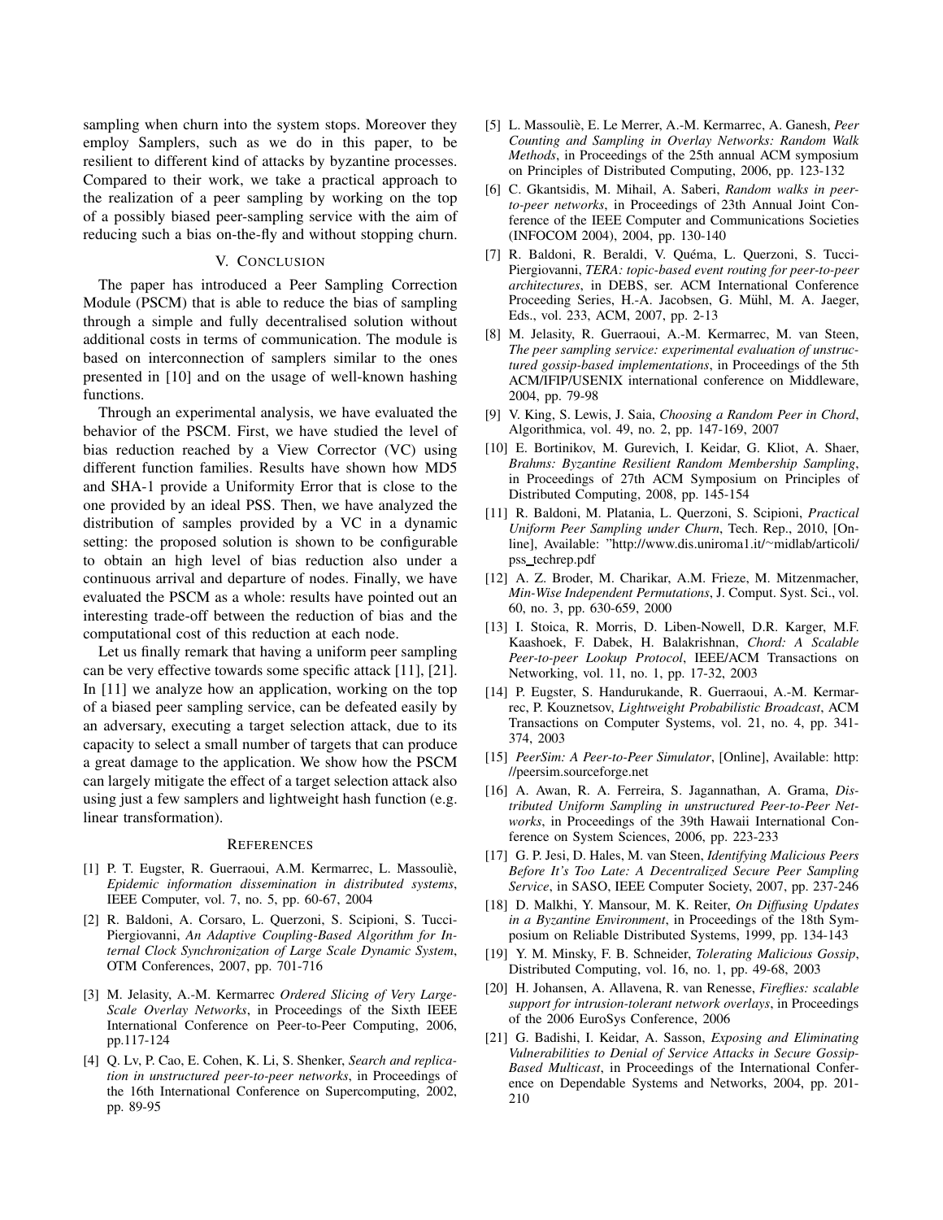sampling when churn into the system stops. Moreover they employ Samplers, such as we do in this paper, to be resilient to different kind of attacks by byzantine processes. Compared to their work, we take a practical approach to the realization of a peer sampling by working on the top of a possibly biased peer-sampling service with the aim of reducing such a bias on-the-fly and without stopping churn.

## V. Conclusion

The paper has introduced a Peer Sampling Correction Module (PSCM) that is able to reduce the bias of sampling through a simple and fully decentralised solution without additional costs in terms of communication. The module is based on interconnection of samplers similar to the ones presented in [10] and on the usage of well-known hashing functions.

Through an experimental analysis, we have evaluated the behavior of the PSCM. First, we have studied the level of bias reduction reached by a View Corrector (VC) using different function families. Results have shown how MD5 and SHA-1 provide a Uniformity Error that is close to the one provided by an ideal PSS. Then, we have analyzed the distribution of samples provided by a VC in a dynamic setting: the proposed solution is shown to be configurable to obtain an high level of bias reduction also under a continuous arrival and departure of nodes. Finally, we have evaluated the PSCM as a whole: results have pointed out an interesting trade-off between the reduction of bias and the computational cost of this reduction at each node.

Let us finally remark that having a uniform peer sampling can be very effective towards some specific attack [11], [21]. In [11] we analyze how an application, working on the top of a biased peer sampling service, can be defeated easily by an adversary, executing a target selection attack, due to its capacity to select a small number of targets that can produce a great damage to the application. We show how the PSCM can largely mitigate the effect of a target selection attack also using just a few samplers and lightweight hash function (e.g. linear transformation).

## References

[1] P. T. Eugster, R. Guerraoui, A.M. Kermarrec, L. Massoulié, *Epidemic information dissemination in distributed systems*, IEEE Computer, vol. 7, no. 5, pp. 60-67, 2004

[2] R. Baldoni, A. Corsaro, L. Querzoni, S. Scipioni, S. Tucci-Piergiovanni, *An Adaptive Coupling-Based Algorithm for Internal Clock Synchronization of Large Scale Dynamic System*, OTM Conferences, 2007, pp. 701-716

[3] M. Jelasity, A.-M. Kermarrec *Ordered Slicing of Very Large-Scale Overlay Networks*, in Proceedings of the Sixth IEEE International Conference on Peer-to-Peer Computing, 2006, pp.117-124

[4] Q. Lv, P. Cao, E. Cohen, K. Li, S. Shenker, *Search and replication in unstructured peer-to-peer networks*, in Proceedings of the 16th International Conference on Supercomputing, 2002, pp. 89-95

[5] L. Massoulié, E. Le Merrer, A.-M. Kermarrec, A. Ganesh, *Peer Counting and Sampling in Overlay Networks: Random Walk Methods*, in Proceedings of the 25th annual ACM symposium on Principles of Distributed Computing, 2006, pp. 123-132

[6] C. Gkantsidis, M. Mihail, A. Saberi, *Random walks in peer-to-peer networks*, in Proceedings of 23th Annual Joint Conference of the IEEE Computer and Communications Societies (INFOCOM 2004), 2004, pp. 130-140

[7] R. Baldoni, R. Beraldi, V. Quéma, L. Querzoni, S. Tucci-Piergiovanni, *TERA: topic-based event routing for peer-to-peer architectures*, in DEBS, ser. ACM International Conference Proceeding Series, H.-A. Jacobsen, G. Mühl, M. A. Jaeger, Eds., vol. 233, ACM, 2007, pp. 2-13

[8] M. Jelasity, R. Guerraoui, A.-M. Kermarrec, M. van Steen, *The peer sampling service: experimental evaluation of unstructured gossip-based implementations*, in Proceedings of the 5th ACM/IFIP/USENIX international conference on Middleware, 2004, pp. 79-98

[9] V. King, S. Lewis, J. Saia, *Choosing a Random Peer in Chord*, Algorithmica, vol. 49, no. 2, pp. 147-169, 2007

[10] E. Bortinikov, M. Gurevich, I. Keidar, G. Kliot, A. Shaer, *Brahms: Byzantine Resilient Random Membership Sampling*, in Proceedings of 27th ACM Symposium on Principles of Distributed Computing, 2008, pp. 145-154

[11] R. Baldoni, M. Platania, L. Querzoni, S. Scipioni, *Practical Uniform Peer Sampling under Churn*, Tech. Rep., 2010, [Online], Available: "http://www.dis.uniroma1.it/~midlab/articoli/pss_techrep.pdf

[12] A. Z. Broder, M. Charikar, A.M. Frieze, M. Mitzenmacher, *Min-Wise Independent Permutations*, J. Comput. Syst. Sci., vol. 60, no. 3, pp. 630-659, 2000

[13] I. Stoica, R. Morris, D. Liben-Nowell, D.R. Karger, M.F. Kaashoek, F. Dabek, H. Balakrishnan, *Chord: A Scalable Peer-to-peer Lookup Protocol*, IEEE/ACM Transactions on Networking, vol. 11, no. 1, pp. 17-32, 2003

[14] P. Eugster, S. Handurukande, R. Guerraoui, A.-M. Kermarrec, P. Kouznetsov, *Lightweight Probabilistic Broadcast*, ACM Transactions on Computer Systems, vol. 21, no. 4, pp. 341-374, 2003

[15] *PeerSim: A Peer-to-Peer Simulator*, [Online], Available: http://peersim.sourceforge.net

[16] A. Awan, R. A. Ferreira, S. Jagannathan, A. Grama, *Distributed Uniform Sampling in unstructured Peer-to-Peer Networks*, in Proceedings of the 39th Hawaii International Conference on System Sciences, 2006, pp. 223-233

[17] G. P. Jesi, D. Hales, M. van Steen, *Identifying Malicious Peers Before It's Too Late: A Decentralized Secure Peer Sampling Service*, in SASO, IEEE Computer Society, 2007, pp. 237-246

[18] D. Malkhi, Y. Mansour, M. K. Reiter, *On Diffusing Updates in a Byzantine Environment*, in Proceedings of the 18th Symposium on Reliable Distributed Systems, 1999, pp. 134-143

[19] Y. M. Minsky, F. B. Schneider, *Tolerating Malicious Gossip*, Distributed Computing, vol. 16, no. 1, pp. 49-68, 2003

[20] H. Johansen, A. Allavena, R. van Renesse, *Fireflies: scalable support for intrusion-tolerant network overlays*, in Proceedings of the 2006 EuroSys Conference, 2006

[21] G. Badishi, I. Keidar, A. Sasson, *Exposing and Eliminating Vulnerabilities to Denial of Service Attacks in Secure Gossip-Based Multicast*, in Proceedings of the International Conference on Dependable Systems and Networks, 2004, pp. 201-210